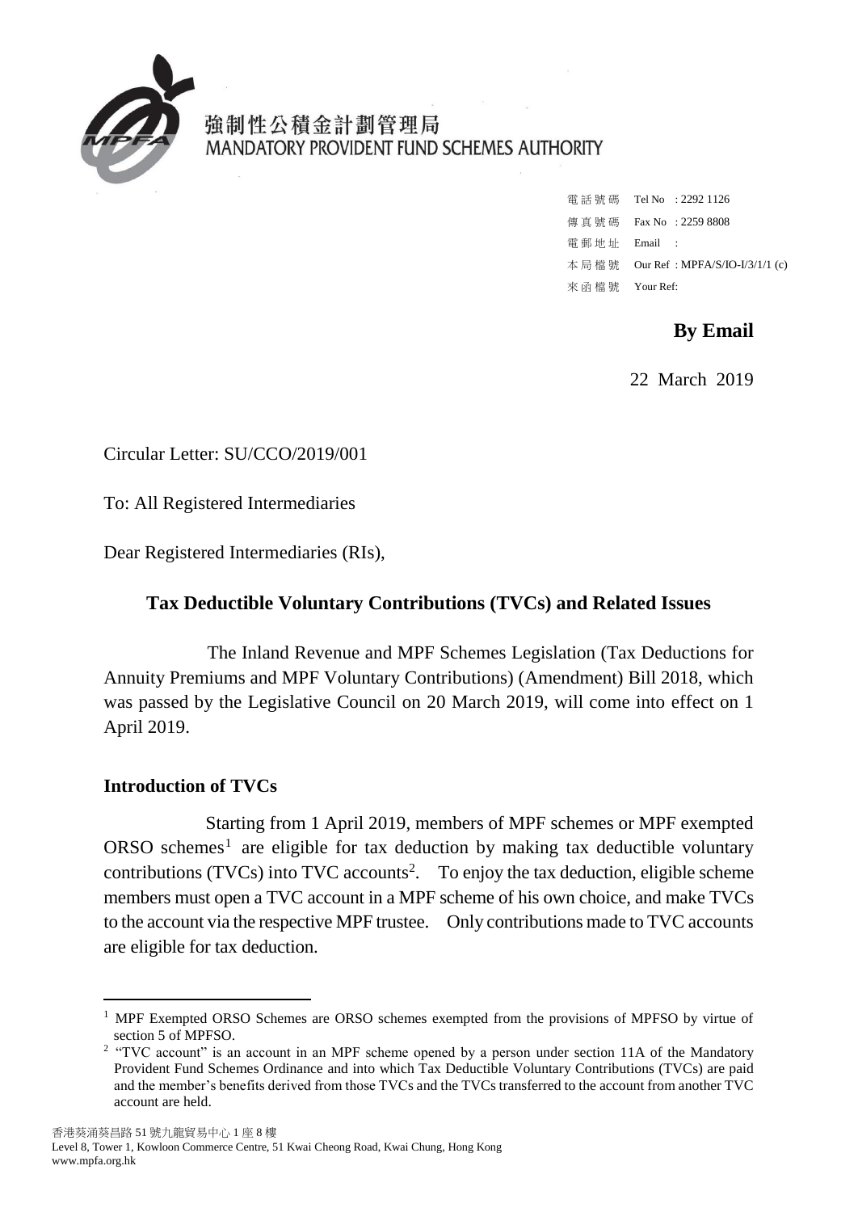強制性公積金計劃管理局
MANDATORY PROVIDENT FUND SCHEMES AUTHORITY

電話號碼 Tel No : 2292 1126
傳真號碼 Fax No : 2259 8808
電郵地址 Email :
本局檔號 Our Ref : MPFA/S/IO-I/3/1/1 (c)
來函檔號 Your Ref:

**By Email**

22 March 2019

Circular Letter: SU/CCO/2019/001

To: All Registered Intermediaries

Dear Registered Intermediaries (RIs),

## Tax Deductible Voluntary Contributions (TVCs) and Related Issues

The Inland Revenue and MPF Schemes Legislation (Tax Deductions for Annuity Premiums and MPF Voluntary Contributions) (Amendment) Bill 2018, which was passed by the Legislative Council on 20 March 2019, will come into effect on 1 April 2019.

### Introduction of TVCs

Starting from 1 April 2019, members of MPF schemes or MPF exempted ORSO schemes[1] are eligible for tax deduction by making tax deductible voluntary contributions (TVCs) into TVC accounts[2]. To enjoy the tax deduction, eligible scheme members must open a TVC account in a MPF scheme of his own choice, and make TVCs to the account via the respective MPF trustee. Only contributions made to TVC accounts are eligible for tax deduction.

---

[1] MPF Exempted ORSO Schemes are ORSO schemes exempted from the provisions of MPFSO by virtue of section 5 of MPFSO.

[2] "TVC account" is an account in an MPF scheme opened by a person under section 11A of the Mandatory Provident Fund Schemes Ordinance and into which Tax Deductible Voluntary Contributions (TVCs) are paid and the member's benefits derived from those TVCs and the TVCs transferred to the account from another TVC account are held.

香港葵涌葵昌路 51 號九龍貿易中心 1 座 8 樓
Level 8, Tower 1, Kowloon Commerce Centre, 51 Kwai Cheong Road, Kwai Chung, Hong Kong
www.mpfa.org.hk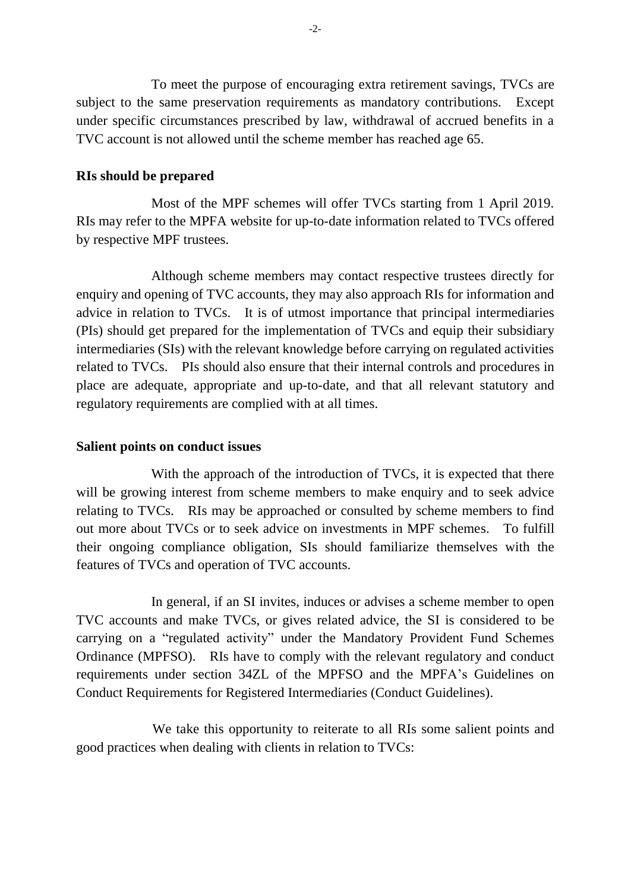To meet the purpose of encouraging extra retirement savings, TVCs are subject to the same preservation requirements as mandatory contributions. Except under specific circumstances prescribed by law, withdrawal of accrued benefits in a TVC account is not allowed until the scheme member has reached age 65.

**RIs should be prepared**

Most of the MPF schemes will offer TVCs starting from 1 April 2019. RIs may refer to the MPFA website for up-to-date information related to TVCs offered by respective MPF trustees.

Although scheme members may contact respective trustees directly for enquiry and opening of TVC accounts, they may also approach RIs for information and advice in relation to TVCs. It is of utmost importance that principal intermediaries (PIs) should get prepared for the implementation of TVCs and equip their subsidiary intermediaries (SIs) with the relevant knowledge before carrying on regulated activities related to TVCs. PIs should also ensure that their internal controls and procedures in place are adequate, appropriate and up-to-date, and that all relevant statutory and regulatory requirements are complied with at all times.

**Salient points on conduct issues**

With the approach of the introduction of TVCs, it is expected that there will be growing interest from scheme members to make enquiry and to seek advice relating to TVCs. RIs may be approached or consulted by scheme members to find out more about TVCs or to seek advice on investments in MPF schemes. To fulfill their ongoing compliance obligation, SIs should familiarize themselves with the features of TVCs and operation of TVC accounts.

In general, if an SI invites, induces or advises a scheme member to open TVC accounts and make TVCs, or gives related advice, the SI is considered to be carrying on a "regulated activity" under the Mandatory Provident Fund Schemes Ordinance (MPFSO). RIs have to comply with the relevant regulatory and conduct requirements under section 34ZL of the MPFSO and the MPFA's Guidelines on Conduct Requirements for Registered Intermediaries (Conduct Guidelines).

We take this opportunity to reiterate to all RIs some salient points and good practices when dealing with clients in relation to TVCs: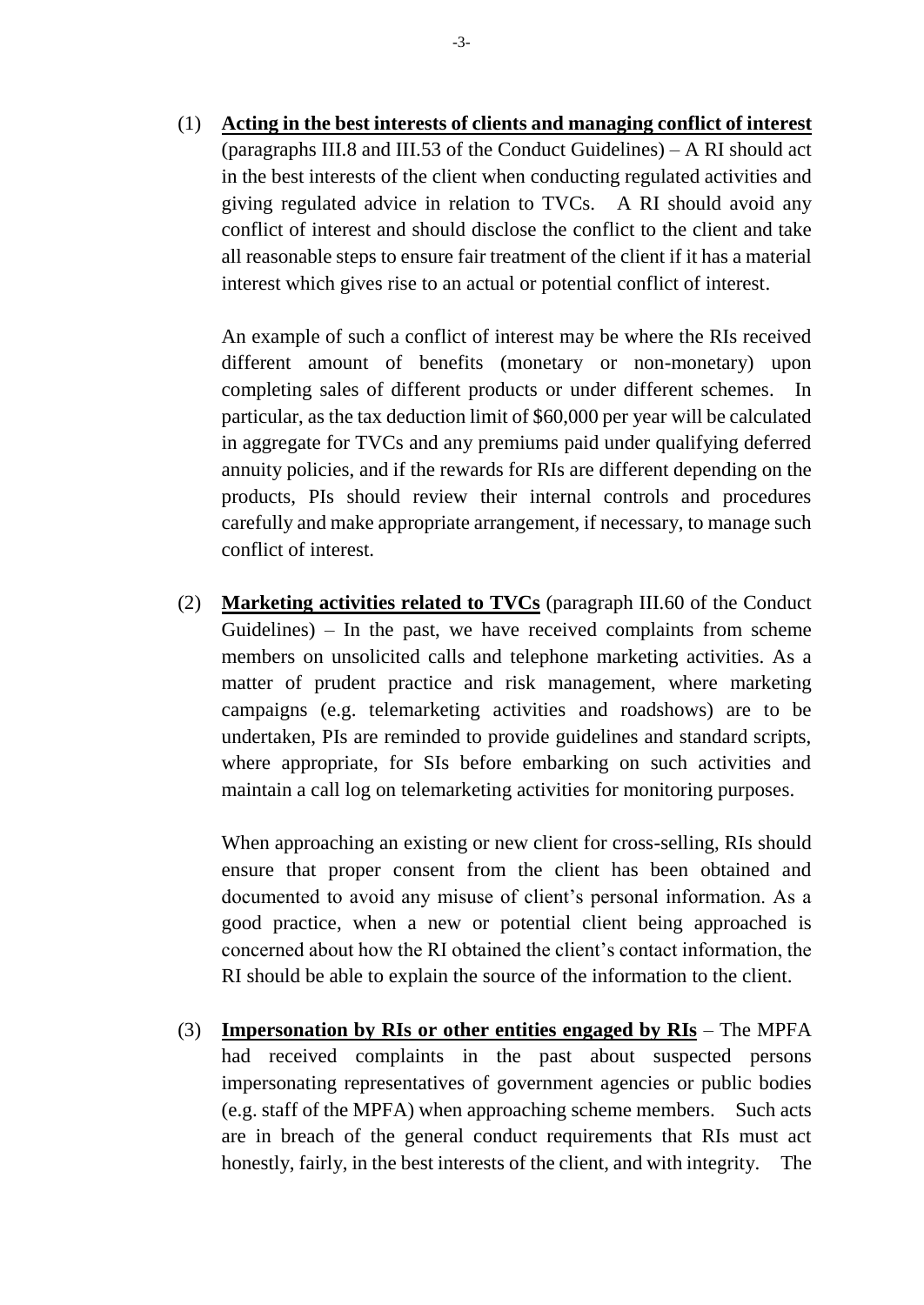(1) **Acting in the best interests of clients and managing conflict of interest** (paragraphs III.8 and III.53 of the Conduct Guidelines) – A RI should act in the best interests of the client when conducting regulated activities and giving regulated advice in relation to TVCs. A RI should avoid any conflict of interest and should disclose the conflict to the client and take all reasonable steps to ensure fair treatment of the client if it has a material interest which gives rise to an actual or potential conflict of interest.

   An example of such a conflict of interest may be where the RIs received different amount of benefits (monetary or non-monetary) upon completing sales of different products or under different schemes. In particular, as the tax deduction limit of $60,000 per year will be calculated in aggregate for TVCs and any premiums paid under qualifying deferred annuity policies, and if the rewards for RIs are different depending on the products, PIs should review their internal controls and procedures carefully and make appropriate arrangement, if necessary, to manage such conflict of interest.

(2) **Marketing activities related to TVCs** (paragraph III.60 of the Conduct Guidelines) – In the past, we have received complaints from scheme members on unsolicited calls and telephone marketing activities. As a matter of prudent practice and risk management, where marketing campaigns (e.g. telemarketing activities and roadshows) are to be undertaken, PIs are reminded to provide guidelines and standard scripts, where appropriate, for SIs before embarking on such activities and maintain a call log on telemarketing activities for monitoring purposes.

   When approaching an existing or new client for cross-selling, RIs should ensure that proper consent from the client has been obtained and documented to avoid any misuse of client's personal information. As a good practice, when a new or potential client being approached is concerned about how the RI obtained the client's contact information, the RI should be able to explain the source of the information to the client.

(3) **Impersonation by RIs or other entities engaged by RIs** – The MPFA had received complaints in the past about suspected persons impersonating representatives of government agencies or public bodies (e.g. staff of the MPFA) when approaching scheme members. Such acts are in breach of the general conduct requirements that RIs must act honestly, fairly, in the best interests of the client, and with integrity. The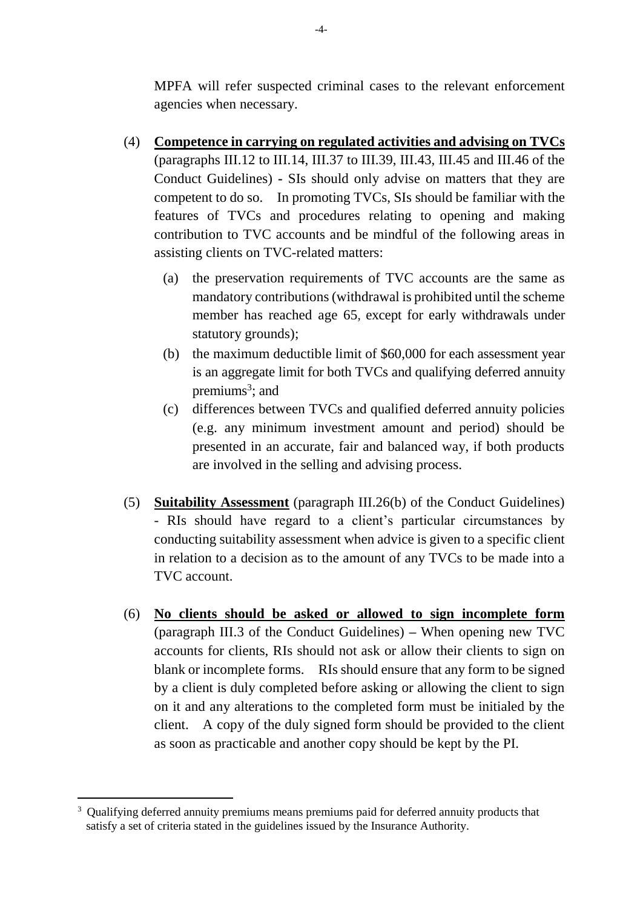MPFA will refer suspected criminal cases to the relevant enforcement agencies when necessary.

(4) **Competence in carrying on regulated activities and advising on TVCs** (paragraphs III.12 to III.14, III.37 to III.39, III.43, III.45 and III.46 of the Conduct Guidelines) - SIs should only advise on matters that they are competent to do so. In promoting TVCs, SIs should be familiar with the features of TVCs and procedures relating to opening and making contribution to TVC accounts and be mindful of the following areas in assisting clients on TVC-related matters:

(a) the preservation requirements of TVC accounts are the same as mandatory contributions (withdrawal is prohibited until the scheme member has reached age 65, except for early withdrawals under statutory grounds);

(b) the maximum deductible limit of $60,000 for each assessment year is an aggregate limit for both TVCs and qualifying deferred annuity premiums[3]; and

(c) differences between TVCs and qualified deferred annuity policies (e.g. any minimum investment amount and period) should be presented in an accurate, fair and balanced way, if both products are involved in the selling and advising process.

(5) **Suitability Assessment** (paragraph III.26(b) of the Conduct Guidelines) - RIs should have regard to a client's particular circumstances by conducting suitability assessment when advice is given to a specific client in relation to a decision as to the amount of any TVCs to be made into a TVC account.

(6) **No clients should be asked or allowed to sign incomplete form** (paragraph III.3 of the Conduct Guidelines) – When opening new TVC accounts for clients, RIs should not ask or allow their clients to sign on blank or incomplete forms. RIs should ensure that any form to be signed by a client is duly completed before asking or allowing the client to sign on it and any alterations to the completed form must be initialed by the client. A copy of the duly signed form should be provided to the client as soon as practicable and another copy should be kept by the PI.

---

[3] Qualifying deferred annuity premiums means premiums paid for deferred annuity products that satisfy a set of criteria stated in the guidelines issued by the Insurance Authority.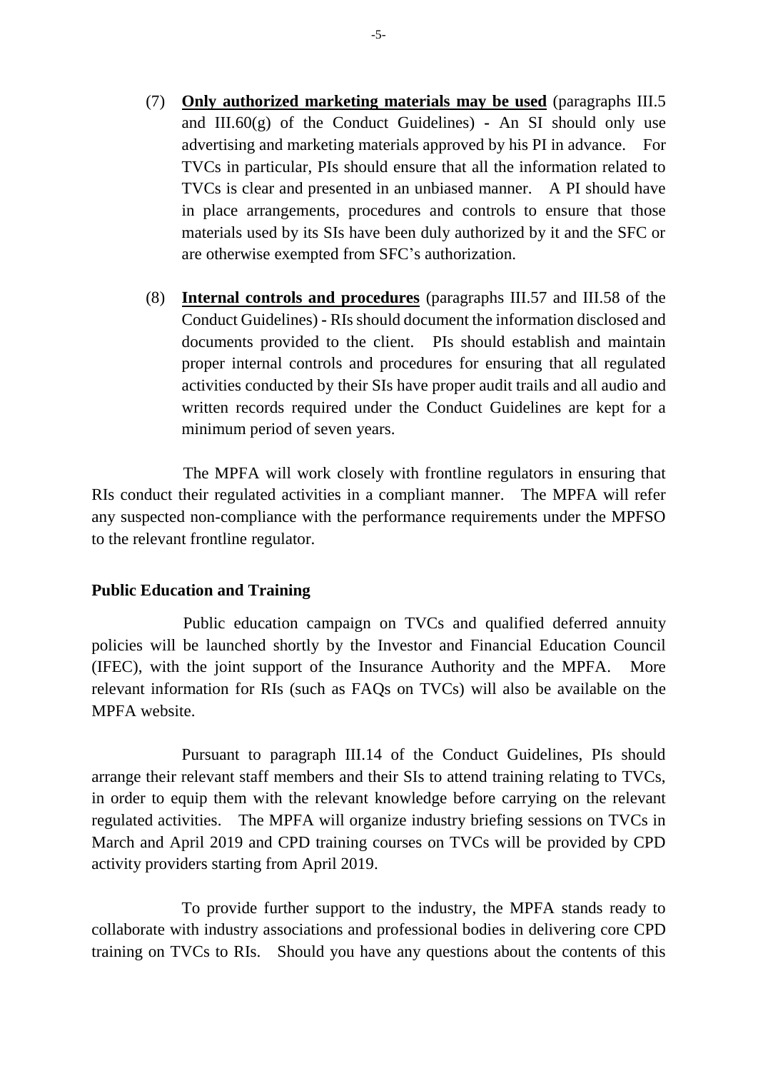(7) **Only authorized marketing materials may be used** (paragraphs III.5 and III.60(g) of the Conduct Guidelines) - An SI should only use advertising and marketing materials approved by his PI in advance. For TVCs in particular, PIs should ensure that all the information related to TVCs is clear and presented in an unbiased manner. A PI should have in place arrangements, procedures and controls to ensure that those materials used by its SIs have been duly authorized by it and the SFC or are otherwise exempted from SFC's authorization.

(8) **Internal controls and procedures** (paragraphs III.57 and III.58 of the Conduct Guidelines) - RIs should document the information disclosed and documents provided to the client. PIs should establish and maintain proper internal controls and procedures for ensuring that all regulated activities conducted by their SIs have proper audit trails and all audio and written records required under the Conduct Guidelines are kept for a minimum period of seven years.

The MPFA will work closely with frontline regulators in ensuring that RIs conduct their regulated activities in a compliant manner. The MPFA will refer any suspected non-compliance with the performance requirements under the MPFSO to the relevant frontline regulator.

**Public Education and Training**

Public education campaign on TVCs and qualified deferred annuity policies will be launched shortly by the Investor and Financial Education Council (IFEC), with the joint support of the Insurance Authority and the MPFA. More relevant information for RIs (such as FAQs on TVCs) will also be available on the MPFA website.

Pursuant to paragraph III.14 of the Conduct Guidelines, PIs should arrange their relevant staff members and their SIs to attend training relating to TVCs, in order to equip them with the relevant knowledge before carrying on the relevant regulated activities. The MPFA will organize industry briefing sessions on TVCs in March and April 2019 and CPD training courses on TVCs will be provided by CPD activity providers starting from April 2019.

To provide further support to the industry, the MPFA stands ready to collaborate with industry associations and professional bodies in delivering core CPD training on TVCs to RIs. Should you have any questions about the contents of this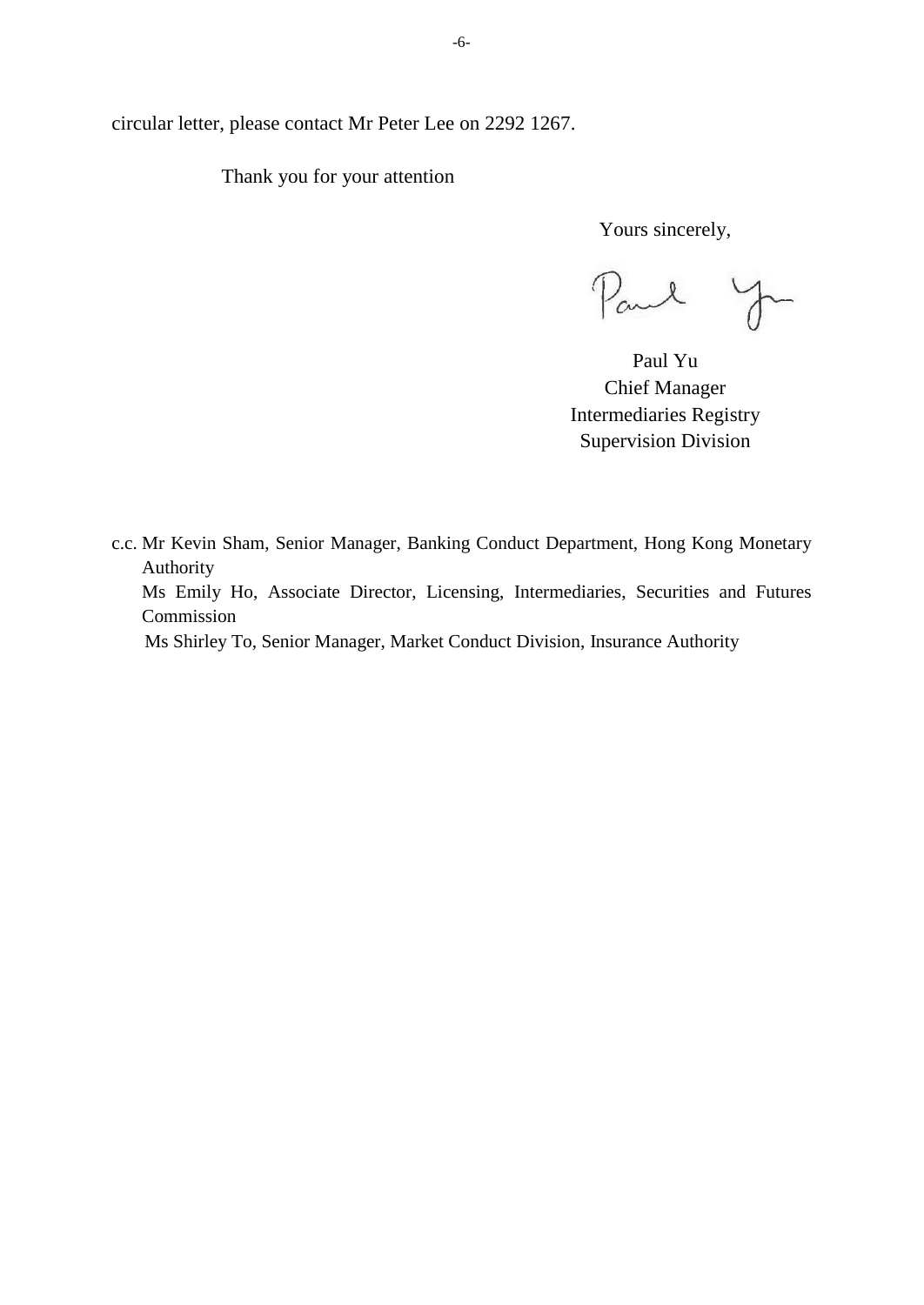circular letter, please contact Mr Peter Lee on 2292 1267.

Thank you for your attention

Yours sincerely,

Paul Yu
Chief Manager
Intermediaries Registry
Supervision Division

c.c. Mr Kevin Sham, Senior Manager, Banking Conduct Department, Hong Kong Monetary Authority
Ms Emily Ho, Associate Director, Licensing, Intermediaries, Securities and Futures Commission
Ms Shirley To, Senior Manager, Market Conduct Division, Insurance Authority